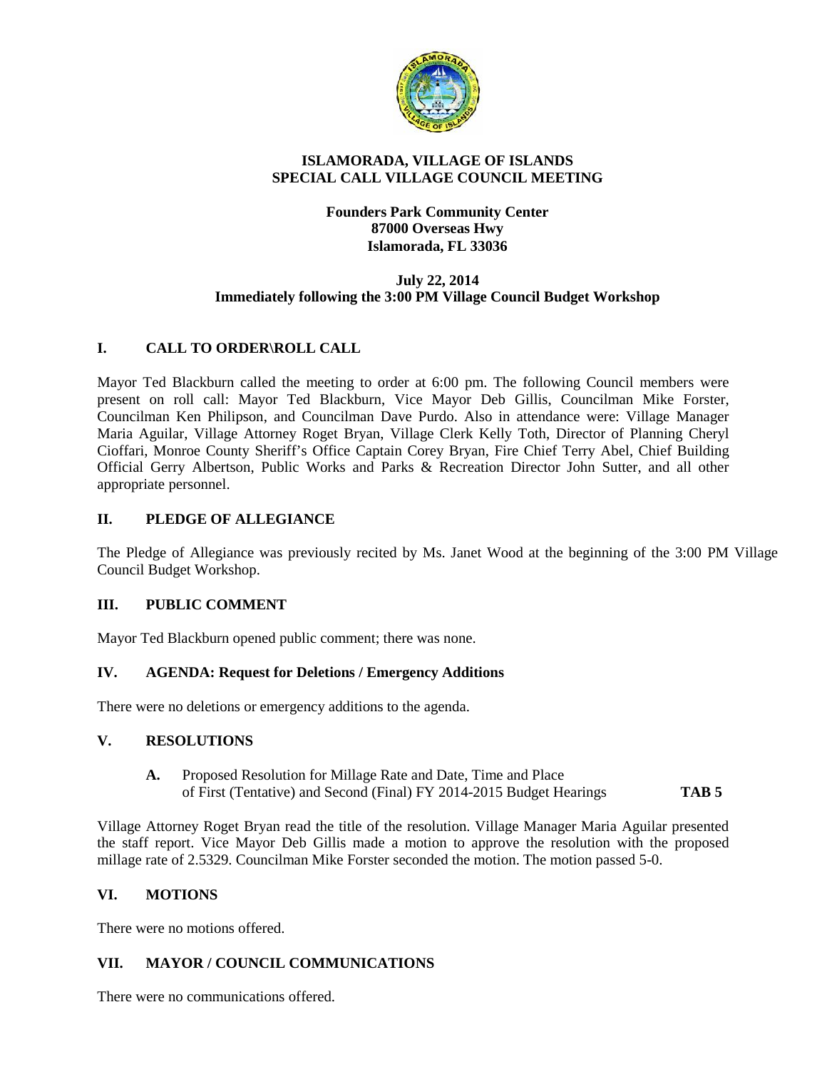# ISLAMORADA, VILLAGE OF ISLANDS
## SPECIAL CALL VILLAGE COUNCIL MEETING

**Founders Park Community Center**
**87000 Overseas Hwy**
**Islamorada, FL 33036**

**July 22, 2014**
**Immediately following the 3:00 PM Village Council Budget Workshop**

## I. CALL TO ORDER\ROLL CALL

Mayor Ted Blackburn called the meeting to order at 6:00 pm. The following Council members were present on roll call: Mayor Ted Blackburn, Vice Mayor Deb Gillis, Councilman Mike Forster, Councilman Ken Philipson, and Councilman Dave Purdo. Also in attendance were: Village Manager Maria Aguilar, Village Attorney Roget Bryan, Village Clerk Kelly Toth, Director of Planning Cheryl Cioffari, Monroe County Sheriff's Office Captain Corey Bryan, Fire Chief Terry Abel, Chief Building Official Gerry Albertson, Public Works and Parks & Recreation Director John Sutter, and all other appropriate personnel.

## II. PLEDGE OF ALLEGIANCE

The Pledge of Allegiance was previously recited by Ms. Janet Wood at the beginning of the 3:00 PM Village Council Budget Workshop.

## III. PUBLIC COMMENT

Mayor Ted Blackburn opened public comment; there was none.

## IV. AGENDA: Request for Deletions / Emergency Additions

There were no deletions or emergency additions to the agenda.

## V. RESOLUTIONS

**A.** Proposed Resolution for Millage Rate and Date, Time and Place of First (Tentative) and Second (Final) FY 2014-2015 Budget Hearings **TAB 5**

Village Attorney Roget Bryan read the title of the resolution. Village Manager Maria Aguilar presented the staff report. Vice Mayor Deb Gillis made a motion to approve the resolution with the proposed millage rate of 2.5329. Councilman Mike Forster seconded the motion. The motion passed 5-0.

## VI. MOTIONS

There were no motions offered.

## VII. MAYOR / COUNCIL COMMUNICATIONS

There were no communications offered.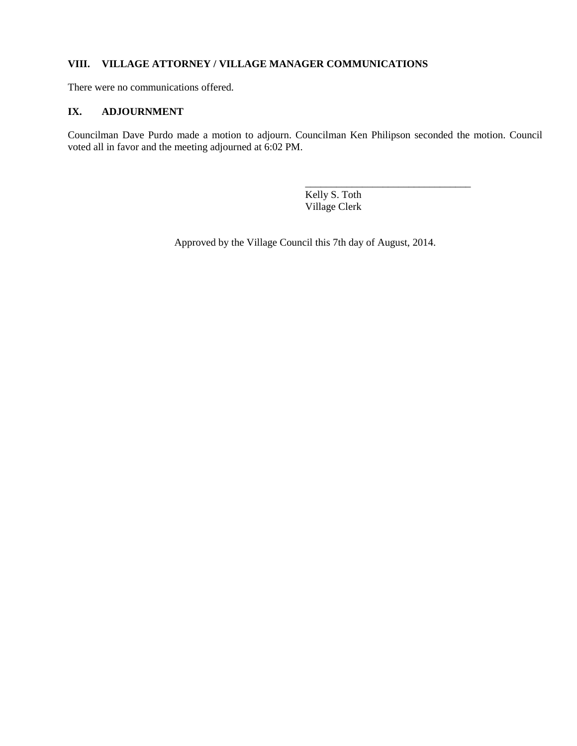## VIII. VILLAGE ATTORNEY / VILLAGE MANAGER COMMUNICATIONS

There were no communications offered.

## IX. ADJOURNMENT

Councilman Dave Purdo made a motion to adjourn. Councilman Ken Philipson seconded the motion. Council voted all in favor and the meeting adjourned at 6:02 PM.

________________________________
Kelly S. Toth
Village Clerk

Approved by the Village Council this 7th day of August, 2014.